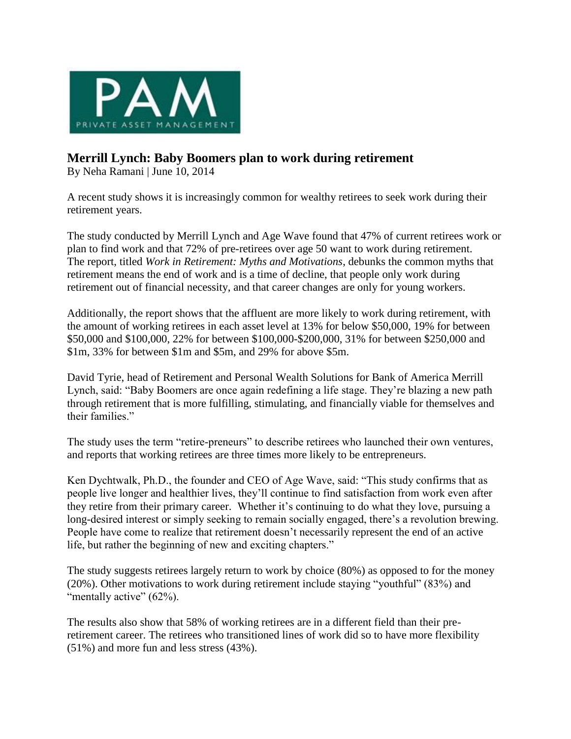PAM

PRIVATE ASSET MANAGEMENT

## Merrill Lynch: Baby Boomers plan to work during retirement

By Neha Ramani | June 10, 2014

A recent study shows it is increasingly common for wealthy retirees to seek work during their retirement years.

The study conducted by Merrill Lynch and Age Wave found that 47% of current retirees work or plan to find work and that 72% of pre-retirees over age 50 want to work during retirement. The report, titled *Work in Retirement: Myths and Motivations*, debunks the common myths that retirement means the end of work and is a time of decline, that people only work during retirement out of financial necessity, and that career changes are only for young workers.

Additionally, the report shows that the affluent are more likely to work during retirement, with the amount of working retirees in each asset level at 13% for below $50,000, 19% for between $50,000 and $100,000, 22% for between $100,000-$200,000, 31% for between $250,000 and $1m, 33% for between $1m and $5m, and 29% for above $5m.

David Tyrie, head of Retirement and Personal Wealth Solutions for Bank of America Merrill Lynch, said: "Baby Boomers are once again redefining a life stage. They're blazing a new path through retirement that is more fulfilling, stimulating, and financially viable for themselves and their families."

The study uses the term "retire-preneurs" to describe retirees who launched their own ventures, and reports that working retirees are three times more likely to be entrepreneurs.

Ken Dychtwalk, Ph.D., the founder and CEO of Age Wave, said: "This study confirms that as people live longer and healthier lives, they'll continue to find satisfaction from work even after they retire from their primary career. Whether it's continuing to do what they love, pursuing a long-desired interest or simply seeking to remain socially engaged, there's a revolution brewing. People have come to realize that retirement doesn't necessarily represent the end of an active life, but rather the beginning of new and exciting chapters."

The study suggests retirees largely return to work by choice (80%) as opposed to for the money (20%). Other motivations to work during retirement include staying "youthful" (83%) and "mentally active" (62%).

The results also show that 58% of working retirees are in a different field than their pre-retirement career. The retirees who transitioned lines of work did so to have more flexibility (51%) and more fun and less stress (43%).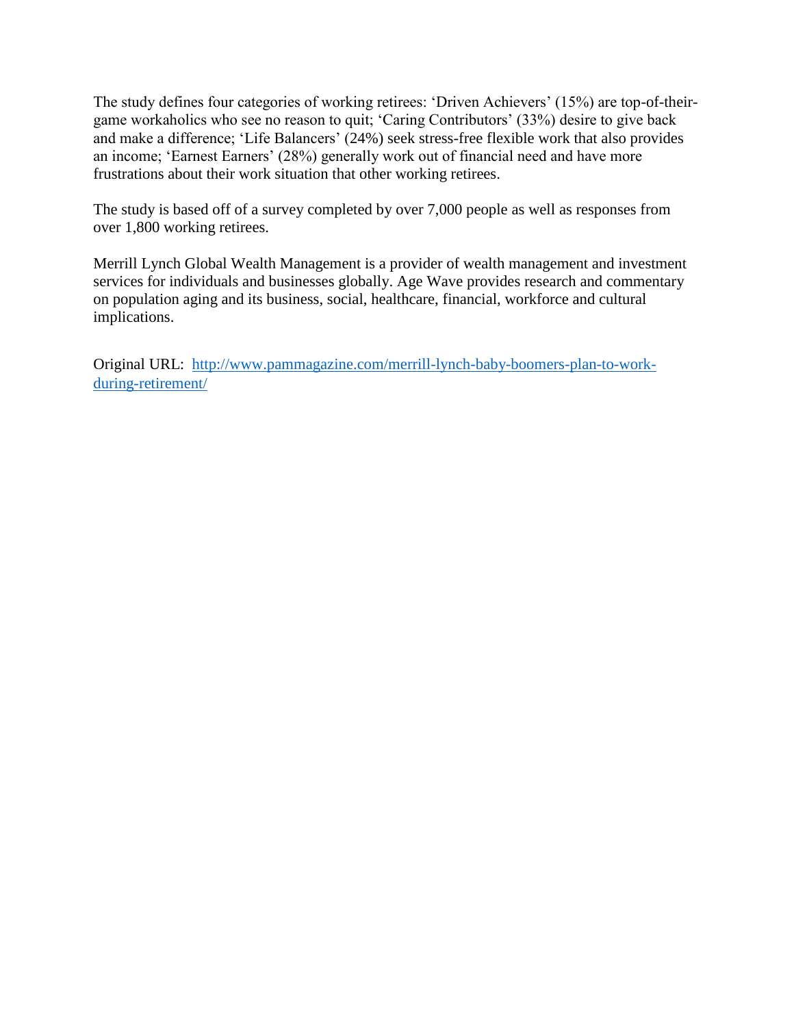The study defines four categories of working retirees: 'Driven Achievers' (15%) are top-of-their-game workaholics who see no reason to quit; 'Caring Contributors' (33%) desire to give back and make a difference; 'Life Balancers' (24%) seek stress-free flexible work that also provides an income; 'Earnest Earners' (28%) generally work out of financial need and have more frustrations about their work situation that other working retirees.

The study is based off of a survey completed by over 7,000 people as well as responses from over 1,800 working retirees.

Merrill Lynch Global Wealth Management is a provider of wealth management and investment services for individuals and businesses globally. Age Wave provides research and commentary on population aging and its business, social, healthcare, financial, workforce and cultural implications.

Original URL: [http://www.pammagazine.com/merrill-lynch-baby-boomers-plan-to-work-during-retirement/](http://www.pammagazine.com/merrill-lynch-baby-boomers-plan-to-work-during-retirement/)